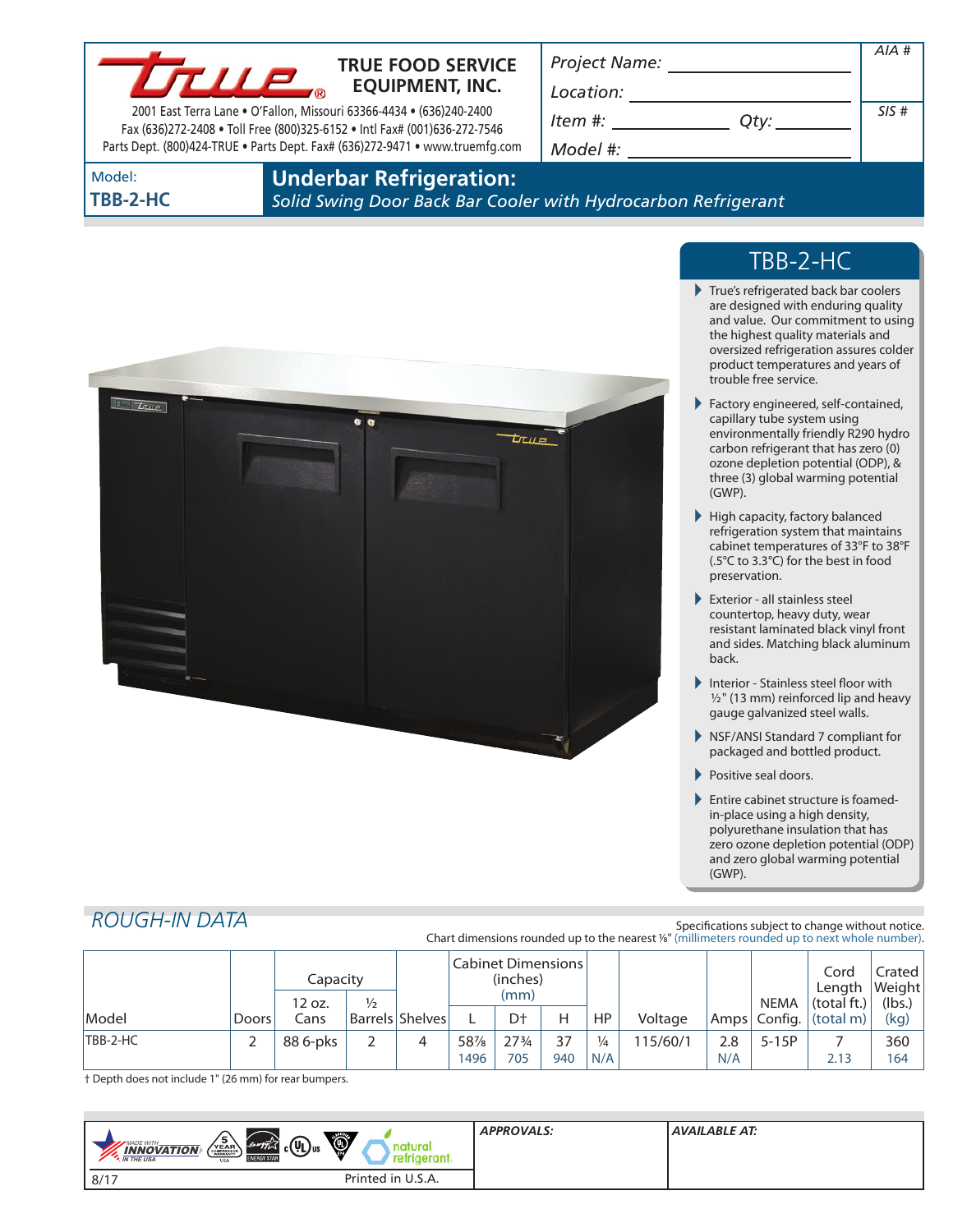# TRUE FOOD SERVICE EQUIPMENT, INC.

2001 East Terra Lane • O'Fallon, Missouri 63366-4434 • (636)240-2400
Fax (636)272-2408 • Toll Free (800)325-6152 • Intl Fax# (001)636-272-7546
Parts Dept. (800)424-TRUE • Parts Dept. Fax# (636)272-9471 • www.truemfg.com

*Project Name:* ______________________

*Location:* ______________________

*Item #:* ____________ *Qty:* ____________

*Model #:* ______________________

*AIA #*

*SIS #*

Model:
**TB­B-2-HC**

## Underbar Refrigeration:

*Solid Swing Door Back Bar Cooler with Hydrocarbon Refrigerant*

## TBB-2-HC

- True's refrigerated back bar coolers are designed with enduring quality and value. Our commitment to using the highest quality materials and oversized refrigeration assures colder product temperatures and years of trouble free service.
- Factory engineered, self-contained, capillary tube system using environmentally friendly R290 hydro carbon refrigerant that has zero (0) ozone depletion potential (ODP), & three (3) global warming potential (GWP).
- High capacity, factory balanced refrigeration system that maintains cabinet temperatures of 33°F to 38°F (.5°C to 3.3°C) for the best in food preservation.
- Exterior - all stainless steel countertop, heavy duty, wear resistant laminated black vinyl front and sides. Matching black aluminum back.
- Interior - Stainless steel floor with ½" (13 mm) reinforced lip and heavy gauge galvanized steel walls.
- NSF/ANSI Standard 7 compliant for packaged and bottled product.
- Positive seal doors.
- Entire cabinet structure is foamed-in-place using a high density, polyurethane insulation that has zero ozone depletion potential (ODP) and zero global warming potential (GWP).

## ROUGH-IN DATA

Specifications subject to change without notice.
Chart dimensions rounded up to the nearest ⅛" (millimeters rounded up to next whole number).

| Model | Doors | Capacity | | Shelves | Cabinet Dimensions (inches) (mm) | | | HP | Voltage | Amps | NEMA Config. | Cord Length (total ft.) (total m) | Crated Weight (lbs.) (kg) |
|---|---|---|---|---|---|---|---|---|---|---|---|---|---|
| | | 12 oz. Cans | ½ Barrels | | L | D† | H | | | | | | |
| TBB-2-HC | 2 | 88 6-pks | 2 | 4 | 58⅞ 1496 | 27¾ 705 | 37 940 | ¼ N/A | 115/60/1 | 2.8 N/A | 5-15P | 7 2.13 | 360 164 |

† Depth does not include 1" (26 mm) for rear bumpers.

*APPROVALS:*

*AVAILABLE AT:*

8/17

Printed in U.S.A.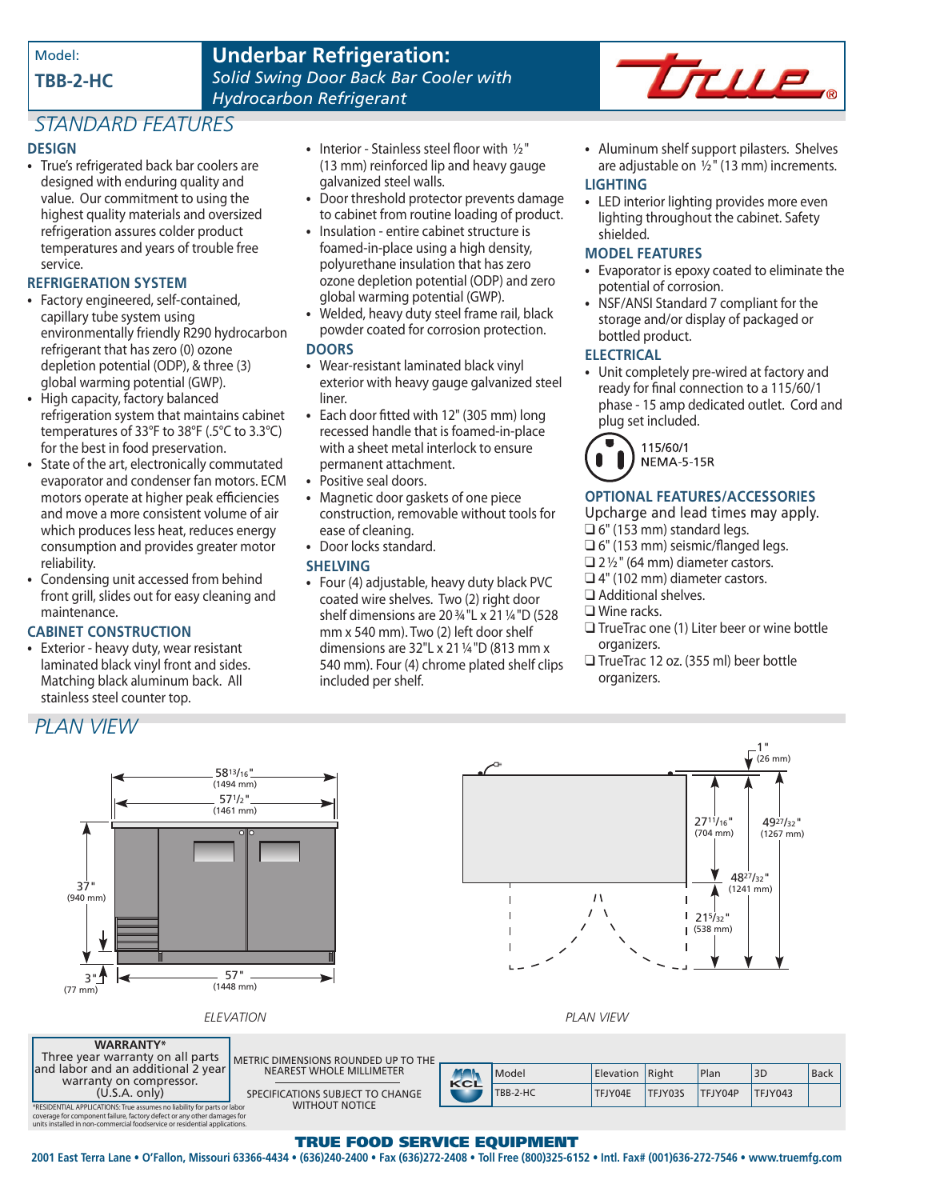Model:

**TBB-2-HC**

# Underbar Refrigeration:

*Solid Swing Door Back Bar Cooler with Hydrocarbon Refrigerant*

## STANDARD FEATURES

### DESIGN

- True's refrigerated back bar coolers are designed with enduring quality and value. Our commitment to using the highest quality materials and oversized refrigeration assures colder product temperatures and years of trouble free service.

### REFRIGERATION SYSTEM

- Factory engineered, self-contained, capillary tube system using environmentally friendly R290 hydrocarbon refrigerant that has zero (0) ozone depletion potential (ODP), & three (3) global warming potential (GWP).
- High capacity, factory balanced refrigeration system that maintains cabinet temperatures of 33°F to 38°F (.5°C to 3.3°C) for the best in food preservation.
- State of the art, electronically commutated evaporator and condenser fan motors. ECM motors operate at higher peak efficiencies and move a more consistent volume of air which produces less heat, reduces energy consumption and provides greater motor reliability.
- Condensing unit accessed from behind front grill, slides out for easy cleaning and maintenance.

### CABINET CONSTRUCTION

- Exterior - heavy duty, wear resistant laminated black vinyl front and sides. Matching black aluminum back. All stainless steel counter top.
- Interior - Stainless steel floor with ½" (13 mm) reinforced lip and heavy gauge galvanized steel walls.
- Door threshold protector prevents damage to cabinet from routine loading of product.
- Insulation - entire cabinet structure is foamed-in-place using a high density, polyurethane insulation that has zero ozone depletion potential (ODP) and zero global warming potential (GWP).
- Welded, heavy duty steel frame rail, black powder coated for corrosion protection.

### DOORS

- Wear-resistant laminated black vinyl exterior with heavy gauge galvanized steel liner.
- Each door fitted with 12" (305 mm) long recessed handle that is foamed-in-place with a sheet metal interlock to ensure permanent attachment.
- Positive seal doors.
- Magnetic door gaskets of one piece construction, removable without tools for ease of cleaning.
- Door locks standard.

### SHELVING

- Four (4) adjustable, heavy duty black PVC coated wire shelves. Two (2) right door shelf dimensions are 20¾"L x 21¼"D (528 mm x 540 mm). Two (2) left door shelf dimensions are 32"L x 21¼"D (813 mm x 540 mm). Four (4) chrome plated shelf clips included per shelf.
- Aluminum shelf support pilasters. Shelves are adjustable on ½" (13 mm) increments.

### LIGHTING

- LED interior lighting provides more even lighting throughout the cabinet. Safety shielded.

### MODEL FEATURES

- Evaporator is epoxy coated to eliminate the potential of corrosion.
- NSF/ANSI Standard 7 compliant for the storage and/or display of packaged or bottled product.

### ELECTRICAL

- Unit completely pre-wired at factory and ready for final connection to a 115/60/1 phase - 15 amp dedicated outlet. Cord and plug set included.

115/60/1
NEMA-5-15R

### OPTIONAL FEATURES/ACCESSORIES

Upcharge and lead times may apply.

- ❑ 6" (153 mm) standard legs.
- ❑ 6" (153 mm) seismic/flanged legs.
- ❑ 2½" (64 mm) diameter castors.
- ❑ 4" (102 mm) diameter castors.
- ❑ Additional shelves.
- ❑ Wine racks.
- ❑ TrueTrac one (1) Liter beer or wine bottle organizers.
- ❑ TrueTrac 12 oz. (355 ml) beer bottle organizers.

## PLAN VIEW

58 13/16" (1494 mm)
57 1/2" (1461 mm)
37" (940 mm)
3" (77 mm)
57" (1448 mm)

ELEVATION

1" (26 mm)
27 11/16" (704 mm)
49 27/32" (1267 mm)
48 27/32" (1241 mm)
21 5/32" (538 mm)

PLAN VIEW

**WARRANTY***
Three year warranty on all parts and labor and an additional 2 year warranty on compressor.
(U.S.A. only)

*RESIDENTIAL APPLICATIONS: True assumes no liability for parts or labor coverage for component failure, factory defect or any other damages for units installed in non-commercial foodservice or residential applications.

METRIC DIMENSIONS ROUNDED UP TO THE NEAREST WHOLE MILLIMETER

SPECIFICATIONS SUBJECT TO CHANGE WITHOUT NOTICE

| Model | Elevation | Right | Plan | 3D | Back |
|---|---|---|---|---|---|
| TBB-2-HC | TFJY04E | TFJY03S | TFJY04P | TFJY043 | |

**TRUE FOOD SERVICE EQUIPMENT**

2001 East Terra Lane • O'Fallon, Missouri 63366-4434 • (636)240-2400 • Fax (636)272-2408 • Toll Free (800)325-6152 • Intl. Fax# (001)636-272-7546 • www.truemfg.com